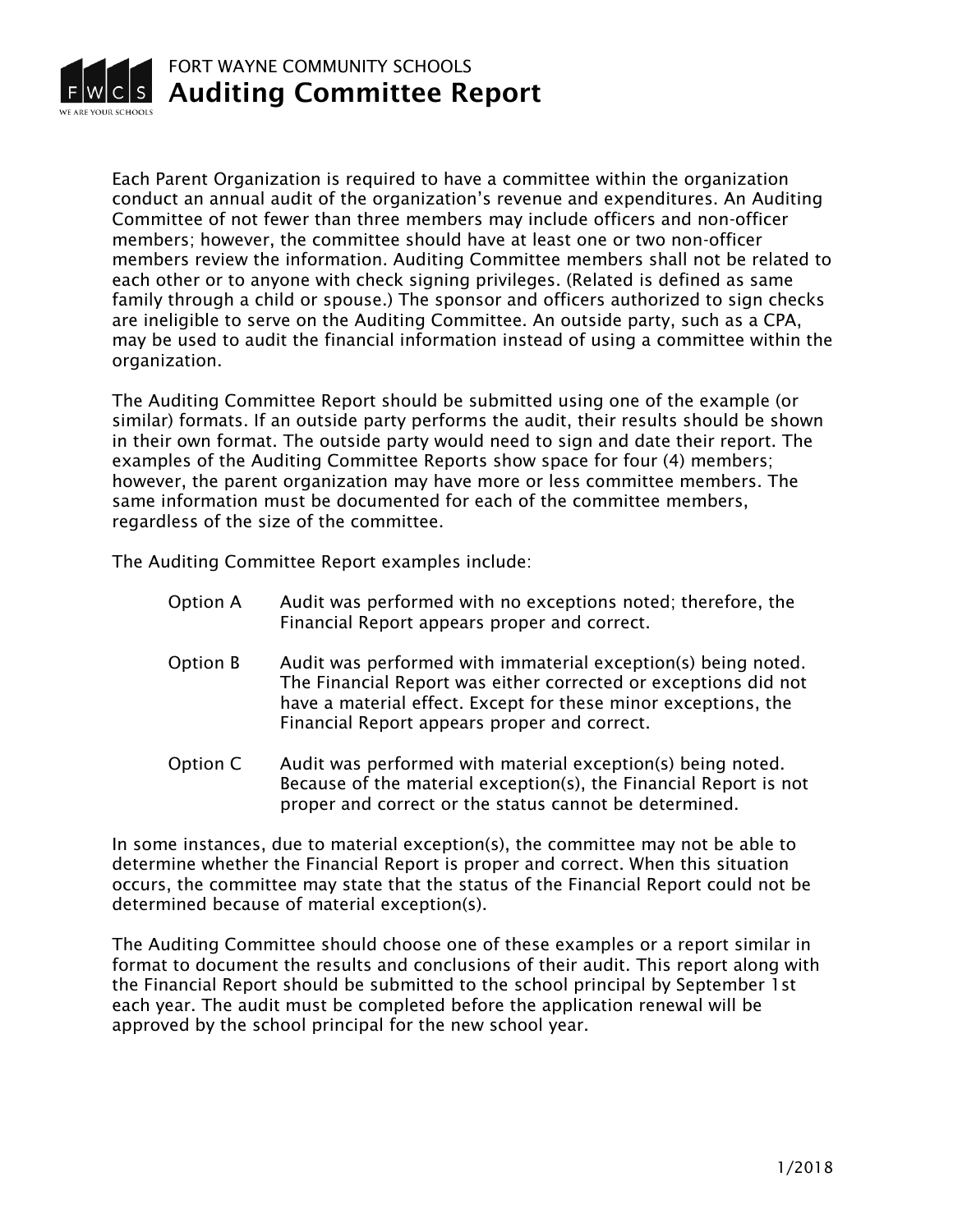FORT WAYNE COMMUNITY SCHOOLS

# Auditing Committee Report

Each Parent Organization is required to have a committee within the organization conduct an annual audit of the organization's revenue and expenditures. An Auditing Committee of not fewer than three members may include officers and non-officer members; however, the committee should have at least one or two non-officer members review the information. Auditing Committee members shall not be related to each other or to anyone with check signing privileges. (Related is defined as same family through a child or spouse.) The sponsor and officers authorized to sign checks are ineligible to serve on the Auditing Committee. An outside party, such as a CPA, may be used to audit the financial information instead of using a committee within the organization.

The Auditing Committee Report should be submitted using one of the example (or similar) formats. If an outside party performs the audit, their results should be shown in their own format. The outside party would need to sign and date their report. The examples of the Auditing Committee Reports show space for four (4) members; however, the parent organization may have more or less committee members. The same information must be documented for each of the committee members, regardless of the size of the committee.

The Auditing Committee Report examples include:

- **Option A** — Audit was performed with no exceptions noted; therefore, the Financial Report appears proper and correct.
- **Option B** — Audit was performed with immaterial exception(s) being noted. The Financial Report was either corrected or exceptions did not have a material effect. Except for these minor exceptions, the Financial Report appears proper and correct.
- **Option C** — Audit was performed with material exception(s) being noted. Because of the material exception(s), the Financial Report is not proper and correct or the status cannot be determined.

In some instances, due to material exception(s), the committee may not be able to determine whether the Financial Report is proper and correct. When this situation occurs, the committee may state that the status of the Financial Report could not be determined because of material exception(s).

The Auditing Committee should choose one of these examples or a report similar in format to document the results and conclusions of their audit. This report along with the Financial Report should be submitted to the school principal by September 1st each year. The audit must be completed before the application renewal will be approved by the school principal for the new school year.

1/2018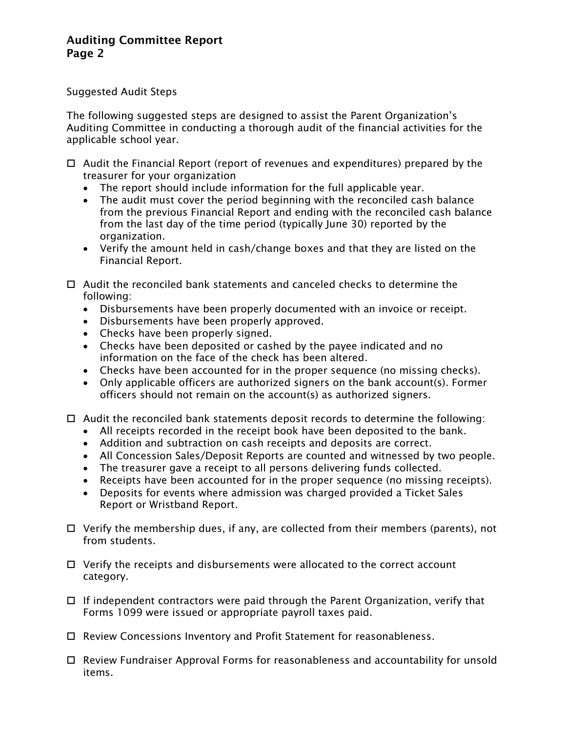Suggested Audit Steps

The following suggested steps are designed to assist the Parent Organization's Auditing Committee in conducting a thorough audit of the financial activities for the applicable school year.

- ☐ Audit the Financial Report (report of revenues and expenditures) prepared by the treasurer for your organization
  - The report should include information for the full applicable year.
  - The audit must cover the period beginning with the reconciled cash balance from the previous Financial Report and ending with the reconciled cash balance from the last day of the time period (typically June 30) reported by the organization.
  - Verify the amount held in cash/change boxes and that they are listed on the Financial Report.

- ☐ Audit the reconciled bank statements and canceled checks to determine the following:
  - Disbursements have been properly documented with an invoice or receipt.
  - Disbursements have been properly approved.
  - Checks have been properly signed.
  - Checks have been deposited or cashed by the payee indicated and no information on the face of the check has been altered.
  - Checks have been accounted for in the proper sequence (no missing checks).
  - Only applicable officers are authorized signers on the bank account(s). Former officers should not remain on the account(s) as authorized signers.

- ☐ Audit the reconciled bank statements deposit records to determine the following:
  - All receipts recorded in the receipt book have been deposited to the bank.
  - Addition and subtraction on cash receipts and deposits are correct.
  - All Concession Sales/Deposit Reports are counted and witnessed by two people.
  - The treasurer gave a receipt to all persons delivering funds collected.
  - Receipts have been accounted for in the proper sequence (no missing receipts).
  - Deposits for events where admission was charged provided a Ticket Sales Report or Wristband Report.

- ☐ Verify the membership dues, if any, are collected from their members (parents), not from students.

- ☐ Verify the receipts and disbursements were allocated to the correct account category.

- ☐ If independent contractors were paid through the Parent Organization, verify that Forms 1099 were issued or appropriate payroll taxes paid.

- ☐ Review Concessions Inventory and Profit Statement for reasonableness.

- ☐ Review Fundraiser Approval Forms for reasonableness and accountability for unsold items.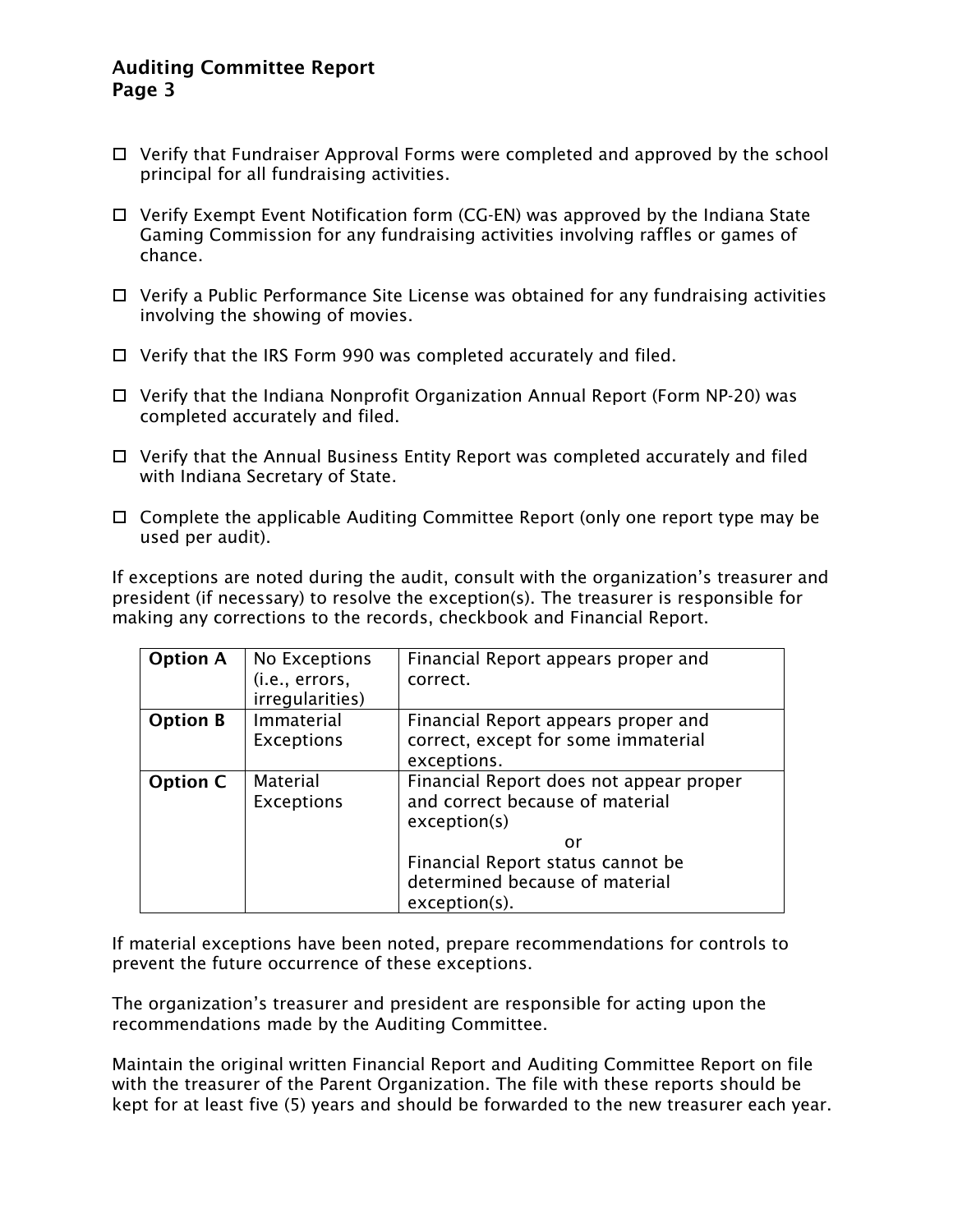- ☐ Verify that Fundraiser Approval Forms were completed and approved by the school principal for all fundraising activities.

- ☐ Verify Exempt Event Notification form (CG-EN) was approved by the Indiana State Gaming Commission for any fundraising activities involving raffles or games of chance.

- ☐ Verify a Public Performance Site License was obtained for any fundraising activities involving the showing of movies.

- ☐ Verify that the IRS Form 990 was completed accurately and filed.

- ☐ Verify that the Indiana Nonprofit Organization Annual Report (Form NP-20) was completed accurately and filed.

- ☐ Verify that the Annual Business Entity Report was completed accurately and filed with Indiana Secretary of State.

- ☐ Complete the applicable Auditing Committee Report (only one report type may be used per audit).

If exceptions are noted during the audit, consult with the organization's treasurer and president (if necessary) to resolve the exception(s). The treasurer is responsible for making any corrections to the records, checkbook and Financial Report.

| | | |
|---|---|---|
| **Option A** | No Exceptions (i.e., errors, irregularities) | Financial Report appears proper and correct. |
| **Option B** | Immaterial Exceptions | Financial Report appears proper and correct, except for some immaterial exceptions. |
| **Option C** | Material Exceptions | Financial Report does not appear proper and correct because of material exception(s) <br> or <br> Financial Report status cannot be determined because of material exception(s). |

If material exceptions have been noted, prepare recommendations for controls to prevent the future occurrence of these exceptions.

The organization's treasurer and president are responsible for acting upon the recommendations made by the Auditing Committee.

Maintain the original written Financial Report and Auditing Committee Report on file with the treasurer of the Parent Organization. The file with these reports should be kept for at least five (5) years and should be forwarded to the new treasurer each year.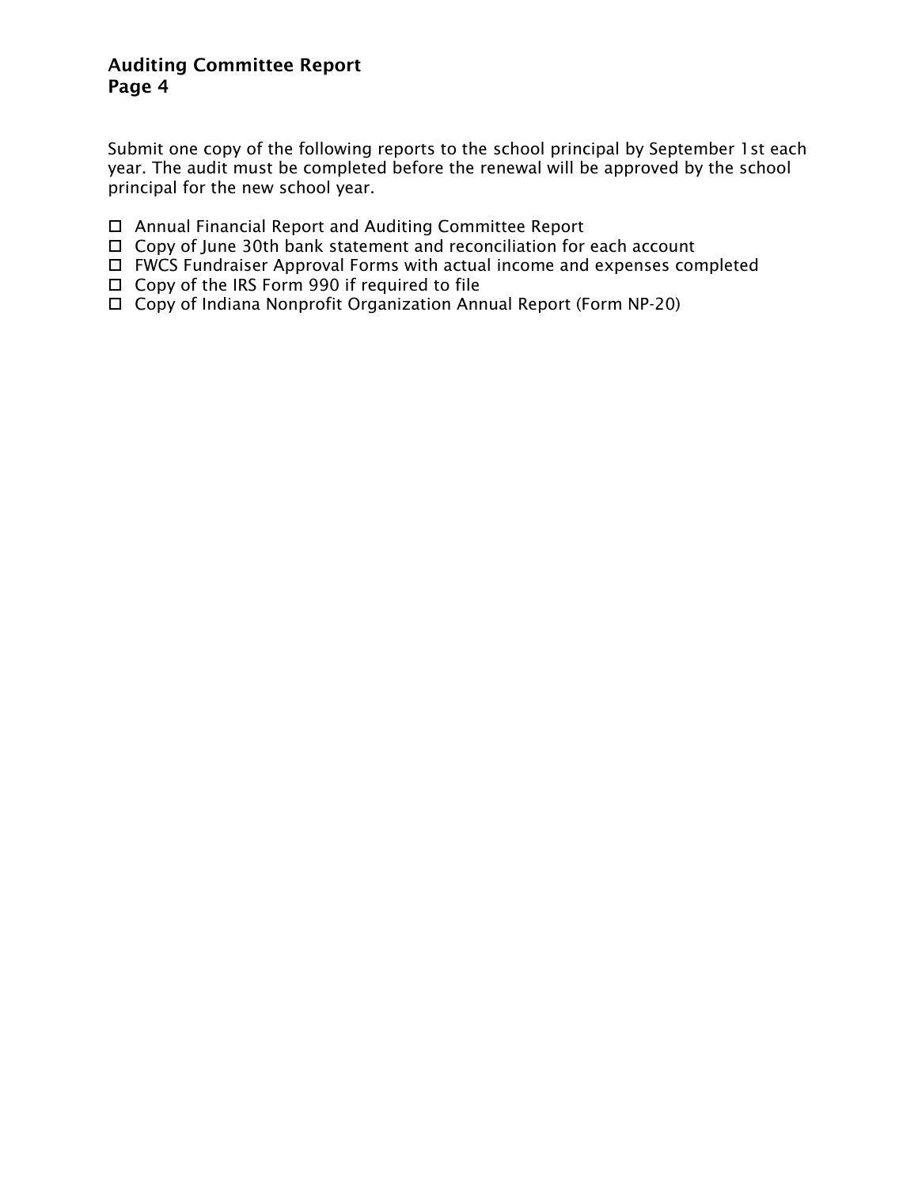**Auditing Committee Report**
**Page 4**

Submit one copy of the following reports to the school principal by September 1st each year. The audit must be completed before the renewal will be approved by the school principal for the new school year.

- ☐ Annual Financial Report and Auditing Committee Report
- ☐ Copy of June 30th bank statement and reconciliation for each account
- ☐ FWCS Fundraiser Approval Forms with actual income and expenses completed
- ☐ Copy of the IRS Form 990 if required to file
- ☐ Copy of Indiana Nonprofit Organization Annual Report (Form NP-20)